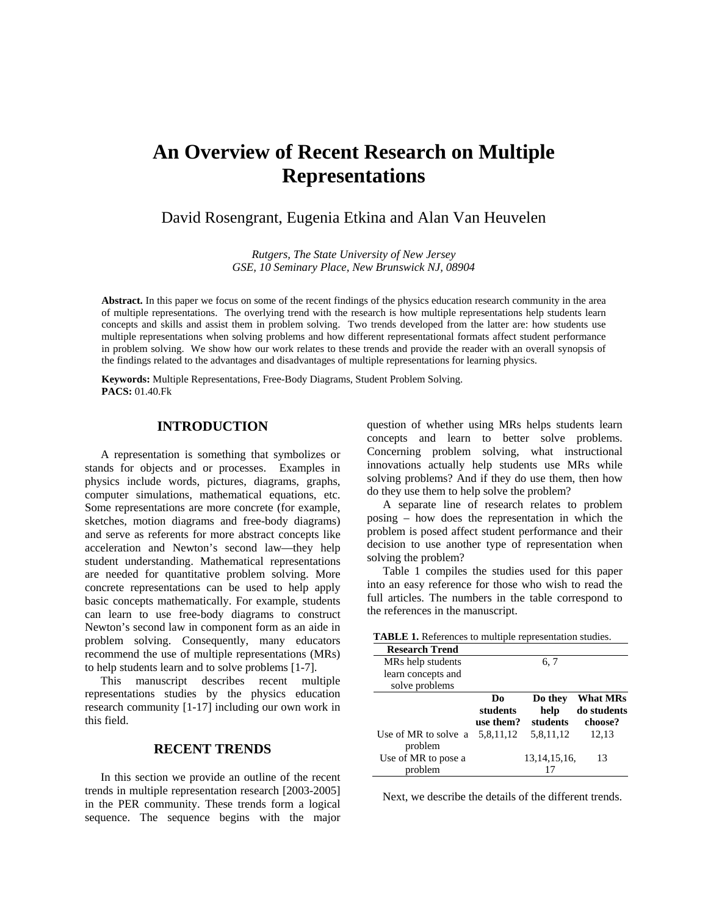# An Overview of Recent Research on Multiple Representations

David Rosengrant, Eugenia Etkina and Alan Van Heuvelen

*Rutgers, The State University of New Jersey*
*GSE, 10 Seminary Place, New Brunswick NJ, 08904*

**Abstract.** In this paper we focus on some of the recent findings of the physics education research community in the area of multiple representations. The overlying trend with the research is how multiple representations help students learn concepts and skills and assist them in problem solving. Two trends developed from the latter are: how students use multiple representations when solving problems and how different representational formats affect student performance in problem solving. We show how our work relates to these trends and provide the reader with an overall synopsis of the findings related to the advantages and disadvantages of multiple representations for learning physics.

**Keywords:** Multiple Representations, Free-Body Diagrams, Student Problem Solving.
**PACS:** 01.40.Fk

## INTRODUCTION

A representation is something that symbolizes or stands for objects and or processes. Examples in physics include words, pictures, diagrams, graphs, computer simulations, mathematical equations, etc. Some representations are more concrete (for example, sketches, motion diagrams and free-body diagrams) and serve as referents for more abstract concepts like acceleration and Newton's second law—they help student understanding. Mathematical representations are needed for quantitative problem solving. More concrete representations can be used to help apply basic concepts mathematically. For example, students can learn to use free-body diagrams to construct Newton's second law in component form as an aide in problem solving. Consequently, many educators recommend the use of multiple representations (MRs) to help students learn and to solve problems [1-7].

This manuscript describes recent multiple representations studies by the physics education research community [1-17] including our own work in this field.

## RECENT TRENDS

In this section we provide an outline of the recent trends in multiple representation research [2003-2005] in the PER community. These trends form a logical sequence. The sequence begins with the major question of whether using MRs helps students learn concepts and learn to better solve problems. Concerning problem solving, what instructional innovations actually help students use MRs while solving problems? And if they do use them, then how do they use them to help solve the problem?

A separate line of research relates to problem posing – how does the representation in which the problem is posed affect student performance and their decision to use another type of representation when solving the problem?

Table 1 compiles the studies used for this paper into an easy reference for those who wish to read the full articles. The numbers in the table correspond to the references in the manuscript.

**TABLE 1.** References to multiple representation studies.

| Research Trend | | | |
|---|---|---|---|
| MRs help students learn concepts and solve problems | | 6, 7 | |
| | **Do students use them?** | **Do they help students** | **What MRs do students choose?** |
| Use of MR to solve a problem | 5,8,11,12 | 5,8,11,12 | 12,13 |
| Use of MR to pose a problem | | 13,14,15,16, 17 | 13 |

Next, we describe the details of the different trends.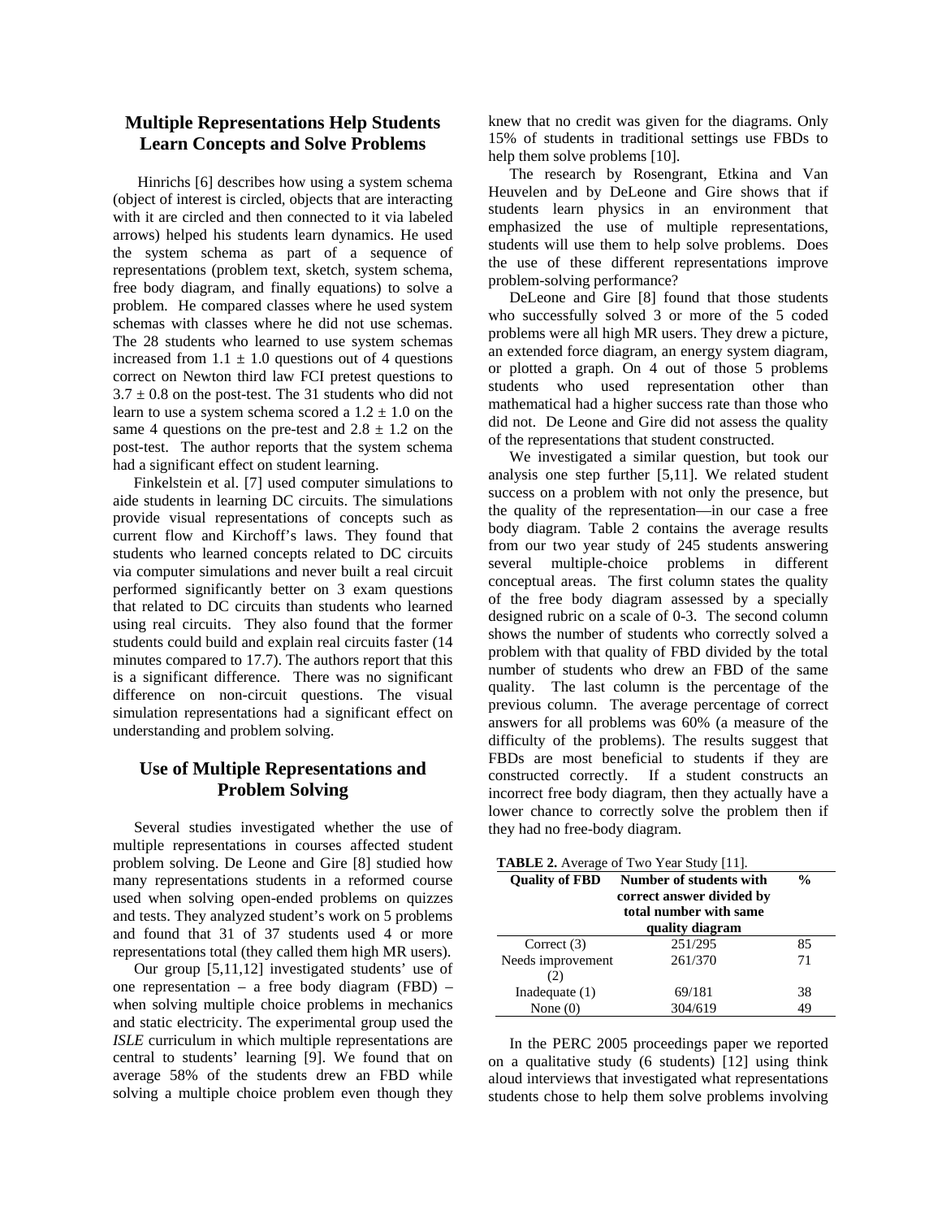## Multiple Representations Help Students Learn Concepts and Solve Problems

Hinrichs [6] describes how using a system schema (object of interest is circled, objects that are interacting with it are circled and then connected to it via labeled arrows) helped his students learn dynamics. He used the system schema as part of a sequence of representations (problem text, sketch, system schema, free body diagram, and finally equations) to solve a problem. He compared classes where he used system schemas with classes where he did not use schemas. The 28 students who learned to use system schemas increased from $1.1 \pm 1.0$ questions out of 4 questions correct on Newton third law FCI pretest questions to $3.7 \pm 0.8$ on the post-test. The 31 students who did not learn to use a system schema scored a $1.2 \pm 1.0$ on the same 4 questions on the pre-test and $2.8 \pm 1.2$ on the post-test. The author reports that the system schema had a significant effect on student learning.

Finkelstein et al. [7] used computer simulations to aide students in learning DC circuits. The simulations provide visual representations of concepts such as current flow and Kirchoff's laws. They found that students who learned concepts related to DC circuits via computer simulations and never built a real circuit performed significantly better on 3 exam questions that related to DC circuits than students who learned using real circuits. They also found that the former students could build and explain real circuits faster (14 minutes compared to 17.7). The authors report that this is a significant difference. There was no significant difference on non-circuit questions. The visual simulation representations had a significant effect on understanding and problem solving.

## Use of Multiple Representations and Problem Solving

Several studies investigated whether the use of multiple representations in courses affected student problem solving. De Leone and Gire [8] studied how many representations students in a reformed course used when solving open-ended problems on quizzes and tests. They analyzed student's work on 5 problems and found that 31 of 37 students used 4 or more representations total (they called them high MR users).

Our group [5,11,12] investigated students' use of one representation – a free body diagram (FBD) – when solving multiple choice problems in mechanics and static electricity. The experimental group used the *ISLE* curriculum in which multiple representations are central to students' learning [9]. We found that on average 58% of the students drew an FBD while solving a multiple choice problem even though they knew that no credit was given for the diagrams. Only 15% of students in traditional settings use FBDs to help them solve problems [10].

The research by Rosengrant, Etkina and Van Heuvelen and by DeLeone and Gire shows that if students learn physics in an environment that emphasized the use of multiple representations, students will use them to help solve problems. Does the use of these different representations improve problem-solving performance?

DeLeone and Gire [8] found that those students who successfully solved 3 or more of the 5 coded problems were all high MR users. They drew a picture, an extended force diagram, an energy system diagram, or plotted a graph. On 4 out of those 5 problems students who used representation other than mathematical had a higher success rate than those who did not. De Leone and Gire did not assess the quality of the representations that student constructed.

We investigated a similar question, but took our analysis one step further [5,11]. We related student success on a problem with not only the presence, but the quality of the representation—in our case a free body diagram. Table 2 contains the average results from our two year study of 245 students answering several multiple-choice problems in different conceptual areas. The first column states the quality of the free body diagram assessed by a specially designed rubric on a scale of 0-3. The second column shows the number of students who correctly solved a problem with that quality of FBD divided by the total number of students who drew an FBD of the same quality. The last column is the percentage of the previous column. The average percentage of correct answers for all problems was 60% (a measure of the difficulty of the problems). The results suggest that FBDs are most beneficial to students if they are constructed correctly. If a student constructs an incorrect free body diagram, then they actually have a lower chance to correctly solve the problem then if they had no free-body diagram.

**TABLE 2.** Average of Two Year Study [11].

| Quality of FBD | Number of students with correct answer divided by total number with same quality diagram | % |
|---|---|---|
| Correct (3) | 251/295 | 85 |
| Needs improvement (2) | 261/370 | 71 |
| Inadequate (1) | 69/181 | 38 |
| None (0) | 304/619 | 49 |

In the PERC 2005 proceedings paper we reported on a qualitative study (6 students) [12] using think aloud interviews that investigated what representations students chose to help them solve problems involving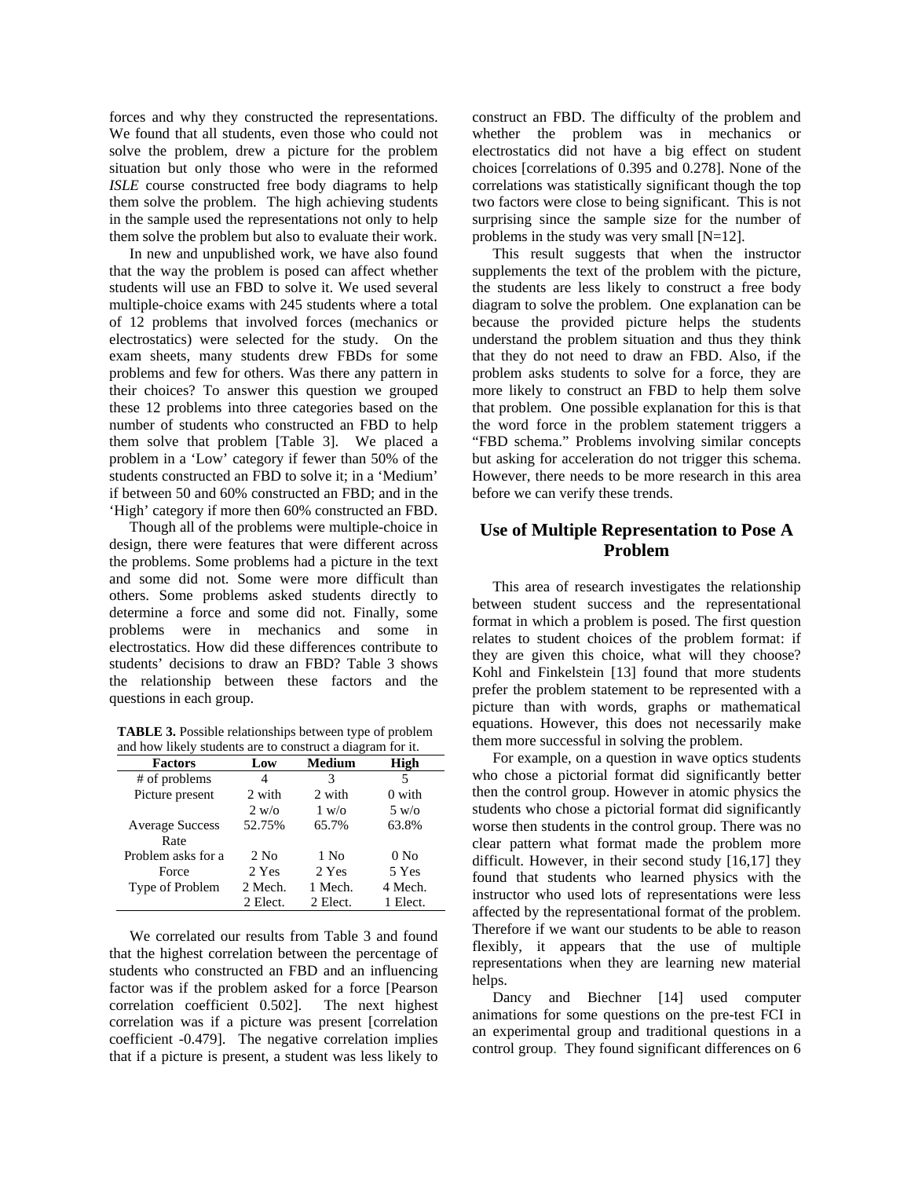forces and why they constructed the representations. We found that all students, even those who could not solve the problem, drew a picture for the problem situation but only those who were in the reformed *ISLE* course constructed free body diagrams to help them solve the problem. The high achieving students in the sample used the representations not only to help them solve the problem but also to evaluate their work.

In new and unpublished work, we have also found that the way the problem is posed can affect whether students will use an FBD to solve it. We used several multiple-choice exams with 245 students where a total of 12 problems that involved forces (mechanics or electrostatics) were selected for the study. On the exam sheets, many students drew FBDs for some problems and few for others. Was there any pattern in their choices? To answer this question we grouped these 12 problems into three categories based on the number of students who constructed an FBD to help them solve that problem [Table 3]. We placed a problem in a 'Low' category if fewer than 50% of the students constructed an FBD to solve it; in a 'Medium' if between 50 and 60% constructed an FBD; and in the 'High' category if more then 60% constructed an FBD.

Though all of the problems were multiple-choice in design, there were features that were different across the problems. Some problems had a picture in the text and some did not. Some were more difficult than others. Some problems asked students directly to determine a force and some did not. Finally, some problems were in mechanics and some in electrostatics. How did these differences contribute to students' decisions to draw an FBD? Table 3 shows the relationship between these factors and the questions in each group.

**TABLE 3.** Possible relationships between type of problem and how likely students are to construct a diagram for it.

| Factors | Low | Medium | High |
|---|---|---|---|
| # of problems | 4 | 3 | 5 |
| Picture present | 2 with<br>2 w/o | 2 with<br>1 w/o | 0 with<br>5 w/o |
| Average Success Rate | 52.75% | 65.7% | 63.8% |
| Problem asks for a Force | 2 No<br>2 Yes | 1 No<br>2 Yes | 0 No<br>5 Yes |
| Type of Problem | 2 Mech.<br>2 Elect. | 1 Mech.<br>2 Elect. | 4 Mech.<br>1 Elect. |

We correlated our results from Table 3 and found that the highest correlation between the percentage of students who constructed an FBD and an influencing factor was if the problem asked for a force [Pearson correlation coefficient 0.502]. The next highest correlation was if a picture was present [correlation coefficient -0.479]. The negative correlation implies that if a picture is present, a student was less likely to construct an FBD. The difficulty of the problem and whether the problem was in mechanics or electrostatics did not have a big effect on student choices [correlations of 0.395 and 0.278]. None of the correlations was statistically significant though the top two factors were close to being significant. This is not surprising since the sample size for the number of problems in the study was very small [N=12].

This result suggests that when the instructor supplements the text of the problem with the picture, the students are less likely to construct a free body diagram to solve the problem. One explanation can be because the provided picture helps the students understand the problem situation and thus they think that they do not need to draw an FBD. Also, if the problem asks students to solve for a force, they are more likely to construct an FBD to help them solve that problem. One possible explanation for this is that the word force in the problem statement triggers a "FBD schema." Problems involving similar concepts but asking for acceleration do not trigger this schema. However, there needs to be more research in this area before we can verify these trends.

## Use of Multiple Representation to Pose A Problem

This area of research investigates the relationship between student success and the representational format in which a problem is posed. The first question relates to student choices of the problem format: if they are given this choice, what will they choose? Kohl and Finkelstein [13] found that more students prefer the problem statement to be represented with a picture than with words, graphs or mathematical equations. However, this does not necessarily make them more successful in solving the problem.

For example, on a question in wave optics students who chose a pictorial format did significantly better then the control group. However in atomic physics the students who chose a pictorial format did significantly worse then students in the control group. There was no clear pattern what format made the problem more difficult. However, in their second study [16,17] they found that students who learned physics with the instructor who used lots of representations were less affected by the representational format of the problem. Therefore if we want our students to be able to reason flexibly, it appears that the use of multiple representations when they are learning new material helps.

Dancy and Biechner [14] used computer animations for some questions on the pre-test FCI in an experimental group and traditional questions in a control group. They found significant differences on 6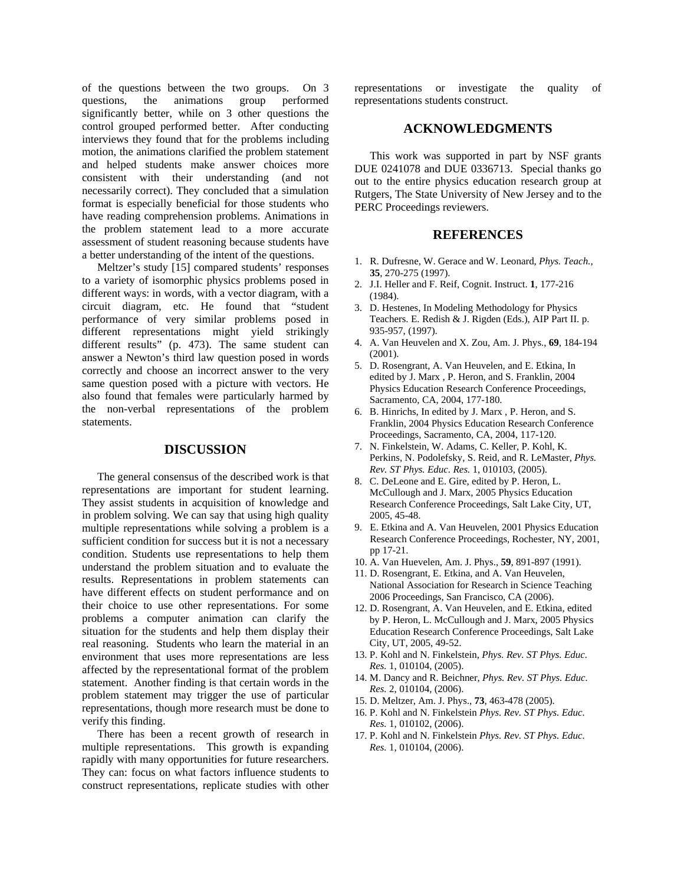of the questions between the two groups. On 3 questions, the animations group performed significantly better, while on 3 other questions the control grouped performed better. After conducting interviews they found that for the problems including motion, the animations clarified the problem statement and helped students make answer choices more consistent with their understanding (and not necessarily correct). They concluded that a simulation format is especially beneficial for those students who have reading comprehension problems. Animations in the problem statement lead to a more accurate assessment of student reasoning because students have a better understanding of the intent of the questions.

Meltzer's study [15] compared students' responses to a variety of isomorphic physics problems posed in different ways: in words, with a vector diagram, with a circuit diagram, etc. He found that "student performance of very similar problems posed in different representations might yield strikingly different results" (p. 473). The same student can answer a Newton's third law question posed in words correctly and choose an incorrect answer to the very same question posed with a picture with vectors. He also found that females were particularly harmed by the non-verbal representations of the problem statements.

## DISCUSSION

The general consensus of the described work is that representations are important for student learning. They assist students in acquisition of knowledge and in problem solving. We can say that using high quality multiple representations while solving a problem is a sufficient condition for success but it is not a necessary condition. Students use representations to help them understand the problem situation and to evaluate the results. Representations in problem statements can have different effects on student performance and on their choice to use other representations. For some problems a computer animation can clarify the situation for the students and help them display their real reasoning. Students who learn the material in an environment that uses more representations are less affected by the representational format of the problem statement. Another finding is that certain words in the problem statement may trigger the use of particular representations, though more research must be done to verify this finding.

There has been a recent growth of research in multiple representations. This growth is expanding rapidly with many opportunities for future researchers. They can: focus on what factors influence students to construct representations, replicate studies with other representations or investigate the quality of representations students construct.

## ACKNOWLEDGMENTS

This work was supported in part by NSF grants DUE 0241078 and DUE 0336713. Special thanks go out to the entire physics education research group at Rutgers, The State University of New Jersey and to the PERC Proceedings reviewers.

## REFERENCES

1. R. Dufresne, W. Gerace and W. Leonard, *Phys. Teach.*, **35**, 270-275 (1997).
2. J.I. Heller and F. Reif, Cognit. Instruct. **1**, 177-216 (1984).
3. D. Hestenes, In Modeling Methodology for Physics Teachers. E. Redish & J. Rigden (Eds.), AIP Part II. p. 935-957, (1997).
4. A. Van Heuvelen and X. Zou, Am. J. Phys., **69**, 184-194 (2001).
5. D. Rosengrant, A. Van Heuvelen, and E. Etkina, In edited by J. Marx , P. Heron, and S. Franklin, 2004 Physics Education Research Conference Proceedings, Sacramento, CA, 2004, 177-180.
6. B. Hinrichs, In edited by J. Marx , P. Heron, and S. Franklin, 2004 Physics Education Research Conference Proceedings, Sacramento, CA, 2004, 117-120.
7. N. Finkelstein, W. Adams, C. Keller, P. Kohl, K. Perkins, N. Podolefsky, S. Reid, and R. LeMaster, *Phys. Rev. ST Phys. Educ. Res.* 1, 010103, (2005).
8. C. DeLeone and E. Gire, edited by P. Heron, L. McCullough and J. Marx, 2005 Physics Education Research Conference Proceedings, Salt Lake City, UT, 2005, 45-48.
9. E. Etkina and A. Van Heuvelen, 2001 Physics Education Research Conference Proceedings, Rochester, NY, 2001, pp 17-21.
10. A. Van Huevelen, Am. J. Phys., **59**, 891-897 (1991).
11. D. Rosengrant, E. Etkina, and A. Van Heuvelen, National Association for Research in Science Teaching 2006 Proceedings, San Francisco, CA (2006).
12. D. Rosengrant, A. Van Heuvelen, and E. Etkina, edited by P. Heron, L. McCullough and J. Marx, 2005 Physics Education Research Conference Proceedings, Salt Lake City, UT, 2005, 49-52.
13. P. Kohl and N. Finkelstein, *Phys. Rev. ST Phys. Educ. Res.* 1, 010104, (2005).
14. M. Dancy and R. Beichner, *Phys. Rev. ST Phys. Educ. Res.* 2, 010104, (2006).
15. D. Meltzer, Am. J. Phys., **73**, 463-478 (2005).
16. P. Kohl and N. Finkelstein *Phys. Rev. ST Phys. Educ. Res.* 1, 010102, (2006).
17. P. Kohl and N. Finkelstein *Phys. Rev. ST Phys. Educ. Res.* 1, 010104, (2006).